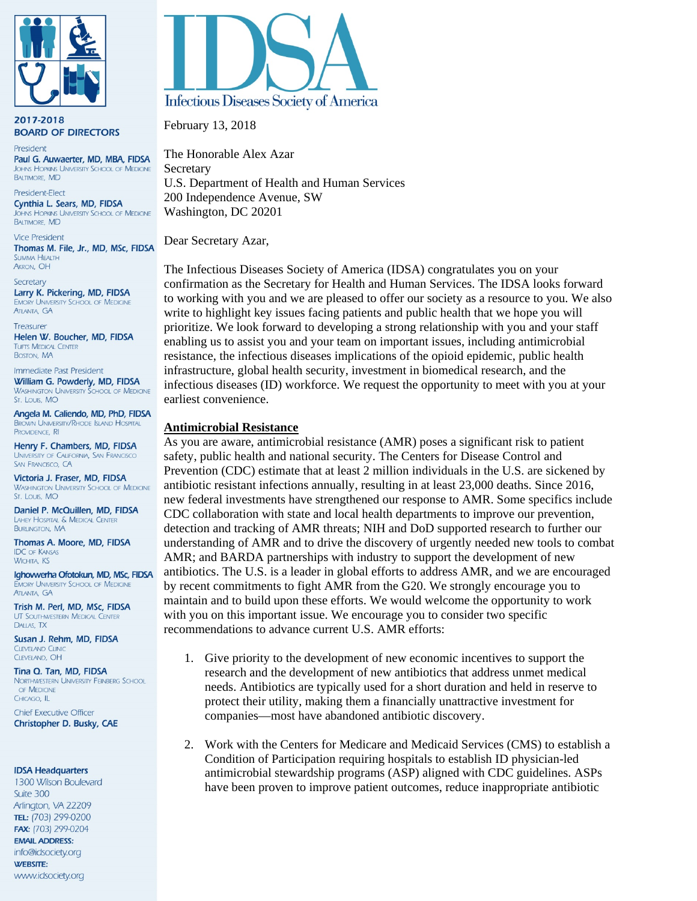# IDSA

Infectious Diseases Society of America

**2017-2018 BOARD OF DIRECTORS**

President
**Paul G. Auwaerter, MD, MBA, FIDSA**
Johns Hopkins University School of Medicine
Baltimore, MD

President-Elect
**Cynthia L. Sears, MD, FIDSA**
Johns Hopkins University School of Medicine
Baltimore, MD

Vice President
**Thomas M. File, Jr., MD, MSc, FIDSA**
Summa Health
Akron, OH

Secretary
**Larry K. Pickering, MD, FIDSA**
Emory University School of Medicine
Atlanta, GA

Treasurer
**Helen W. Boucher, MD, FIDSA**
Tufts Medical Center
Boston, MA

Immediate Past President
**William G. Powderly, MD, FIDSA**
Washington University School of Medicine
St. Louis, MO

**Angela M. Caliendo, MD, PhD, FIDSA**
Brown University/Rhode Island Hospital
Providence, RI

**Henry F. Chambers, MD, FIDSA**
University of California, San Francisco
San Francisco, CA

**Victoria J. Fraser, MD, FIDSA**
Washington University School of Medicine
St. Louis, MO

**Daniel P. McQuillen, MD, FIDSA**
Lahey Hospital & Medical Center
Burlington, MA

**Thomas A. Moore, MD, FIDSA**
IDC of Kansas
Wichita, KS

**Ighovwerha Ofotokun, MD, MSc, FIDSA**
Emory University School of Medicine
Atlanta, GA

**Trish M. Perl, MD, MSc, FIDSA**
UT Southwestern Medical Center
Dallas, TX

**Susan J. Rehm, MD, FIDSA**
Cleveland Clinic
Cleveland, OH

**Tina Q. Tan, MD, FIDSA**
Northwestern University Feinberg School of Medicine
Chicago, IL

Chief Executive Officer
**Christopher D. Busky, CAE**

**IDSA Headquarters**
1300 Wilson Boulevard
Suite 300
Arlington, VA 22209
**TEL:** (703) 299-0200
**FAX:** (703) 299-0204
**EMAIL ADDRESS:**
info@idsociety.org
**WEBSITE:**
www.idsociety.org

February 13, 2018

The Honorable Alex Azar
Secretary
U.S. Department of Health and Human Services
200 Independence Avenue, SW
Washington, DC 20201

Dear Secretary Azar,

The Infectious Diseases Society of America (IDSA) congratulates you on your confirmation as the Secretary for Health and Human Services. The IDSA looks forward to working with you and we are pleased to offer our society as a resource to you. We also write to highlight key issues facing patients and public health that we hope you will prioritize. We look forward to developing a strong relationship with you and your staff enabling us to assist you and your team on important issues, including antimicrobial resistance, the infectious diseases implications of the opioid epidemic, public health infrastructure, global health security, investment in biomedical research, and the infectious diseases (ID) workforce. We request the opportunity to meet with you at your earliest convenience.

**Antimicrobial Resistance**

As you are aware, antimicrobial resistance (AMR) poses a significant risk to patient safety, public health and national security. The Centers for Disease Control and Prevention (CDC) estimate that at least 2 million individuals in the U.S. are sickened by antibiotic resistant infections annually, resulting in at least 23,000 deaths. Since 2016, new federal investments have strengthened our response to AMR. Some specifics include CDC collaboration with state and local health departments to improve our prevention, detection and tracking of AMR threats; NIH and DoD supported research to further our understanding of AMR and to drive the discovery of urgently needed new tools to combat AMR; and BARDA partnerships with industry to support the development of new antibiotics. The U.S. is a leader in global efforts to address AMR, and we are encouraged by recent commitments to fight AMR from the G20. We strongly encourage you to maintain and to build upon these efforts. We would welcome the opportunity to work with you on this important issue. We encourage you to consider two specific recommendations to advance current U.S. AMR efforts:

1. Give priority to the development of new economic incentives to support the research and the development of new antibiotics that address unmet medical needs. Antibiotics are typically used for a short duration and held in reserve to protect their utility, making them a financially unattractive investment for companies—most have abandoned antibiotic discovery.

2. Work with the Centers for Medicare and Medicaid Services (CMS) to establish a Condition of Participation requiring hospitals to establish ID physician-led antimicrobial stewardship programs (ASP) aligned with CDC guidelines. ASPs have been proven to improve patient outcomes, reduce inappropriate antibiotic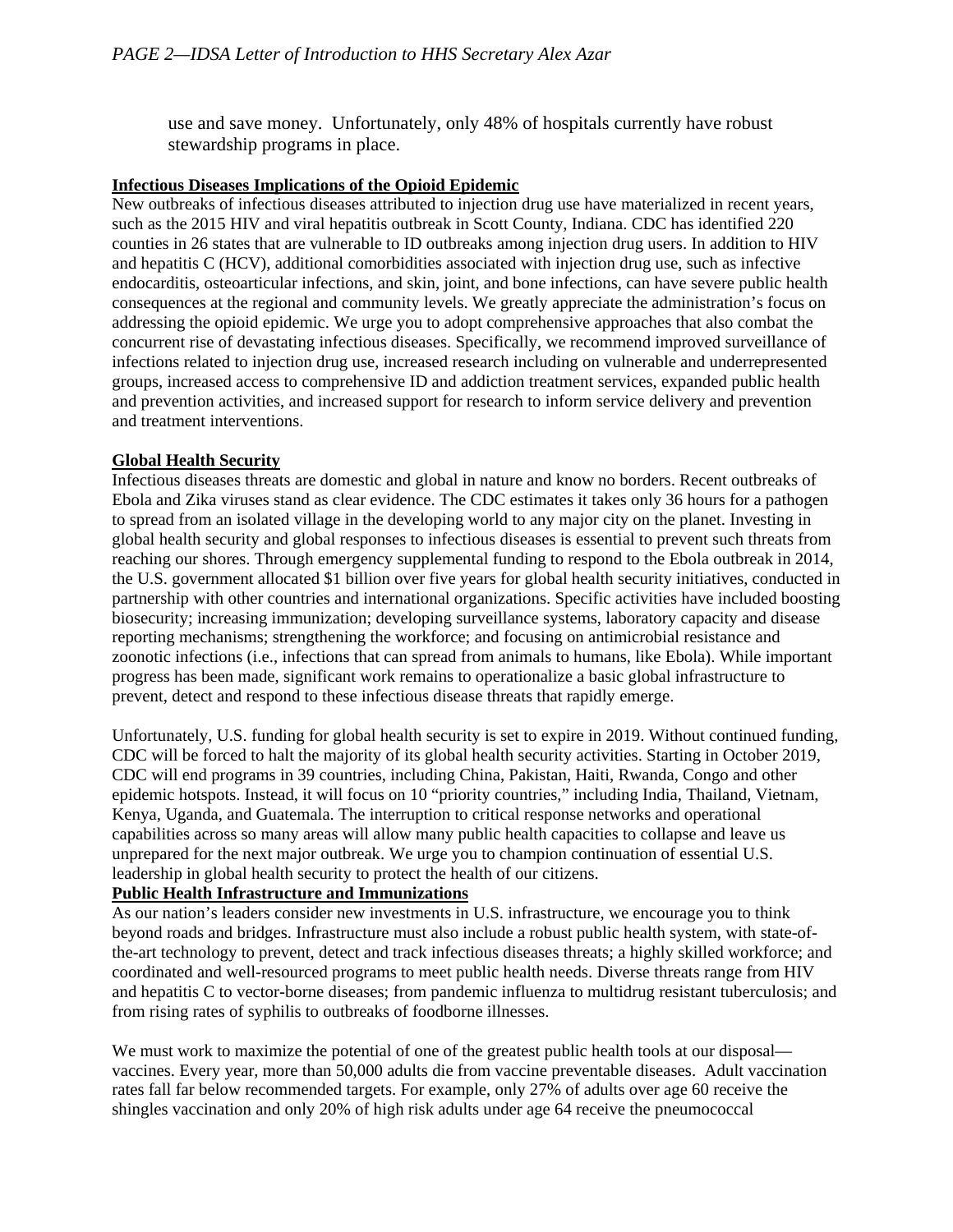use and save money. Unfortunately, only 48% of hospitals currently have robust stewardship programs in place.

**Infectious Diseases Implications of the Opioid Epidemic**

New outbreaks of infectious diseases attributed to injection drug use have materialized in recent years, such as the 2015 HIV and viral hepatitis outbreak in Scott County, Indiana. CDC has identified 220 counties in 26 states that are vulnerable to ID outbreaks among injection drug users. In addition to HIV and hepatitis C (HCV), additional comorbidities associated with injection drug use, such as infective endocarditis, osteoarticular infections, and skin, joint, and bone infections, can have severe public health consequences at the regional and community levels. We greatly appreciate the administration's focus on addressing the opioid epidemic. We urge you to adopt comprehensive approaches that also combat the concurrent rise of devastating infectious diseases. Specifically, we recommend improved surveillance of infections related to injection drug use, increased research including on vulnerable and underrepresented groups, increased access to comprehensive ID and addiction treatment services, expanded public health and prevention activities, and increased support for research to inform service delivery and prevention and treatment interventions.

**Global Health Security**

Infectious diseases threats are domestic and global in nature and know no borders. Recent outbreaks of Ebola and Zika viruses stand as clear evidence. The CDC estimates it takes only 36 hours for a pathogen to spread from an isolated village in the developing world to any major city on the planet. Investing in global health security and global responses to infectious diseases is essential to prevent such threats from reaching our shores. Through emergency supplemental funding to respond to the Ebola outbreak in 2014, the U.S. government allocated $1 billion over five years for global health security initiatives, conducted in partnership with other countries and international organizations. Specific activities have included boosting biosecurity; increasing immunization; developing surveillance systems, laboratory capacity and disease reporting mechanisms; strengthening the workforce; and focusing on antimicrobial resistance and zoonotic infections (i.e., infections that can spread from animals to humans, like Ebola). While important progress has been made, significant work remains to operationalize a basic global infrastructure to prevent, detect and respond to these infectious disease threats that rapidly emerge.

Unfortunately, U.S. funding for global health security is set to expire in 2019. Without continued funding, CDC will be forced to halt the majority of its global health security activities. Starting in October 2019, CDC will end programs in 39 countries, including China, Pakistan, Haiti, Rwanda, Congo and other epidemic hotspots. Instead, it will focus on 10 "priority countries," including India, Thailand, Vietnam, Kenya, Uganda, and Guatemala. The interruption to critical response networks and operational capabilities across so many areas will allow many public health capacities to collapse and leave us unprepared for the next major outbreak. We urge you to champion continuation of essential U.S. leadership in global health security to protect the health of our citizens.

**Public Health Infrastructure and Immunizations**

As our nation's leaders consider new investments in U.S. infrastructure, we encourage you to think beyond roads and bridges. Infrastructure must also include a robust public health system, with state-of-the-art technology to prevent, detect and track infectious diseases threats; a highly skilled workforce; and coordinated and well-resourced programs to meet public health needs. Diverse threats range from HIV and hepatitis C to vector-borne diseases; from pandemic influenza to multidrug resistant tuberculosis; and from rising rates of syphilis to outbreaks of foodborne illnesses.

We must work to maximize the potential of one of the greatest public health tools at our disposal—vaccines. Every year, more than 50,000 adults die from vaccine preventable diseases. Adult vaccination rates fall far below recommended targets. For example, only 27% of adults over age 60 receive the shingles vaccination and only 20% of high risk adults under age 64 receive the pneumococcal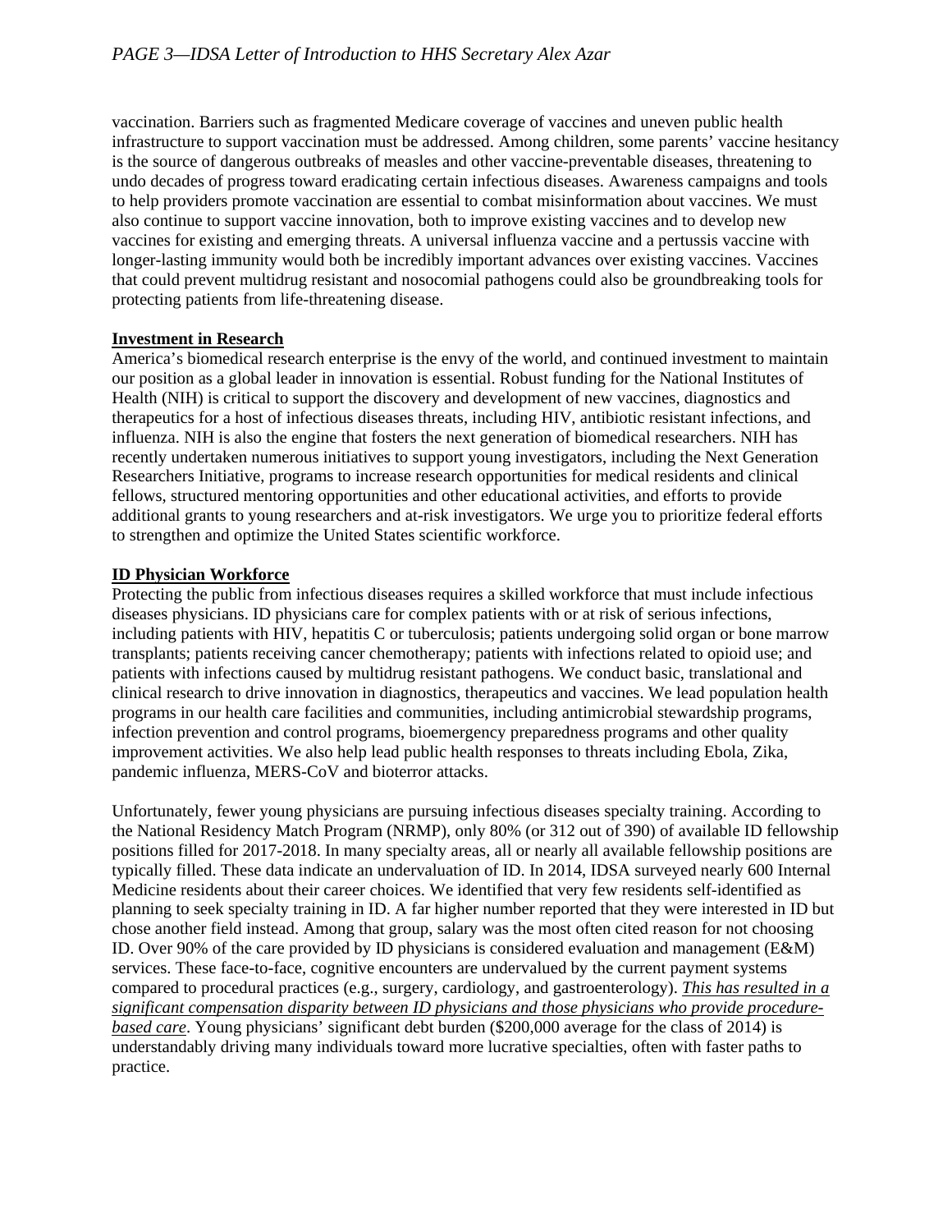vaccination. Barriers such as fragmented Medicare coverage of vaccines and uneven public health infrastructure to support vaccination must be addressed. Among children, some parents' vaccine hesitancy is the source of dangerous outbreaks of measles and other vaccine-preventable diseases, threatening to undo decades of progress toward eradicating certain infectious diseases. Awareness campaigns and tools to help providers promote vaccination are essential to combat misinformation about vaccines. We must also continue to support vaccine innovation, both to improve existing vaccines and to develop new vaccines for existing and emerging threats. A universal influenza vaccine and a pertussis vaccine with longer-lasting immunity would both be incredibly important advances over existing vaccines. Vaccines that could prevent multidrug resistant and nosocomial pathogens could also be groundbreaking tools for protecting patients from life-threatening disease.

**Investment in Research**

America's biomedical research enterprise is the envy of the world, and continued investment to maintain our position as a global leader in innovation is essential. Robust funding for the National Institutes of Health (NIH) is critical to support the discovery and development of new vaccines, diagnostics and therapeutics for a host of infectious diseases threats, including HIV, antibiotic resistant infections, and influenza. NIH is also the engine that fosters the next generation of biomedical researchers. NIH has recently undertaken numerous initiatives to support young investigators, including the Next Generation Researchers Initiative, programs to increase research opportunities for medical residents and clinical fellows, structured mentoring opportunities and other educational activities, and efforts to provide additional grants to young researchers and at-risk investigators. We urge you to prioritize federal efforts to strengthen and optimize the United States scientific workforce.

**ID Physician Workforce**

Protecting the public from infectious diseases requires a skilled workforce that must include infectious diseases physicians. ID physicians care for complex patients with or at risk of serious infections, including patients with HIV, hepatitis C or tuberculosis; patients undergoing solid organ or bone marrow transplants; patients receiving cancer chemotherapy; patients with infections related to opioid use; and patients with infections caused by multidrug resistant pathogens. We conduct basic, translational and clinical research to drive innovation in diagnostics, therapeutics and vaccines. We lead population health programs in our health care facilities and communities, including antimicrobial stewardship programs, infection prevention and control programs, bioemergency preparedness programs and other quality improvement activities. We also help lead public health responses to threats including Ebola, Zika, pandemic influenza, MERS-CoV and bioterror attacks.

Unfortunately, fewer young physicians are pursuing infectious diseases specialty training. According to the National Residency Match Program (NRMP), only 80% (or 312 out of 390) of available ID fellowship positions filled for 2017-2018. In many specialty areas, all or nearly all available fellowship positions are typically filled. These data indicate an undervaluation of ID. In 2014, IDSA surveyed nearly 600 Internal Medicine residents about their career choices. We identified that very few residents self-identified as planning to seek specialty training in ID. A far higher number reported that they were interested in ID but chose another field instead. Among that group, salary was the most often cited reason for not choosing ID. Over 90% of the care provided by ID physicians is considered evaluation and management (E&M) services. These face-to-face, cognitive encounters are undervalued by the current payment systems compared to procedural practices (e.g., surgery, cardiology, and gastroenterology). *This has resulted in a significant compensation disparity between ID physicians and those physicians who provide procedure-based care*. Young physicians' significant debt burden ($200,000 average for the class of 2014) is understandably driving many individuals toward more lucrative specialties, often with faster paths to practice.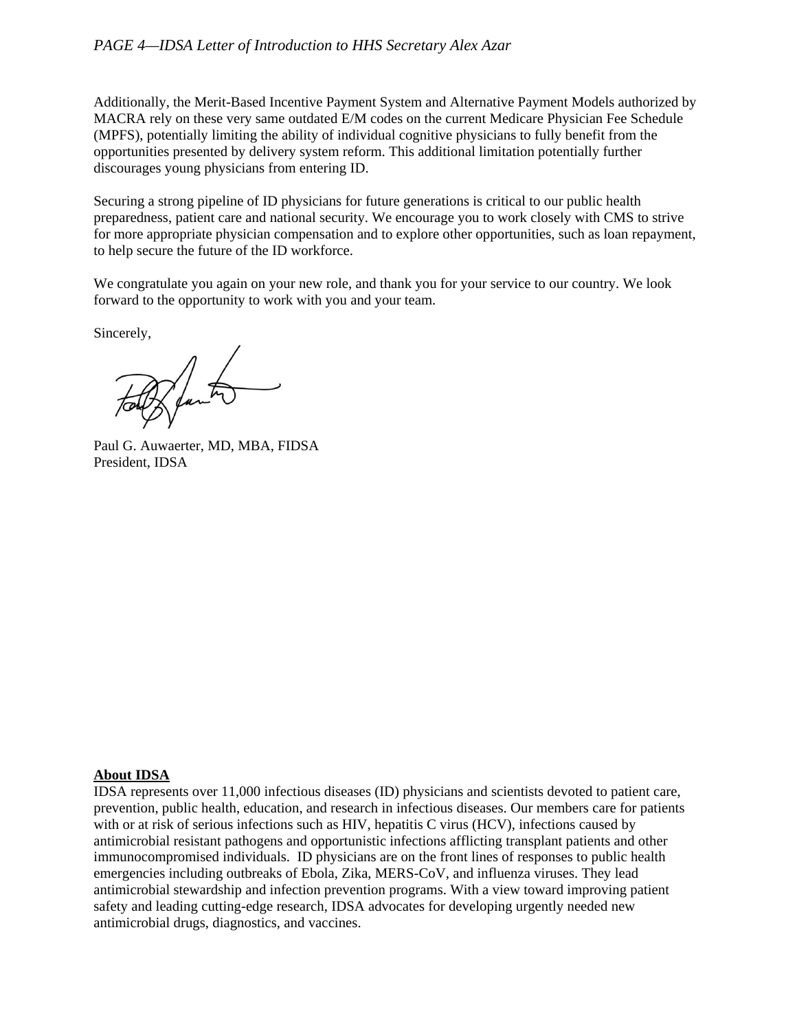Additionally, the Merit-Based Incentive Payment System and Alternative Payment Models authorized by MACRA rely on these very same outdated E/M codes on the current Medicare Physician Fee Schedule (MPFS), potentially limiting the ability of individual cognitive physicians to fully benefit from the opportunities presented by delivery system reform. This additional limitation potentially further discourages young physicians from entering ID.

Securing a strong pipeline of ID physicians for future generations is critical to our public health preparedness, patient care and national security. We encourage you to work closely with CMS to strive for more appropriate physician compensation and to explore other opportunities, such as loan repayment, to help secure the future of the ID workforce.

We congratulate you again on your new role, and thank you for your service to our country. We look forward to the opportunity to work with you and your team.

Sincerely,

Paul G. Auwaerter, MD, MBA, FIDSA
President, IDSA

**About IDSA**

IDSA represents over 11,000 infectious diseases (ID) physicians and scientists devoted to patient care, prevention, public health, education, and research in infectious diseases. Our members care for patients with or at risk of serious infections such as HIV, hepatitis C virus (HCV), infections caused by antimicrobial resistant pathogens and opportunistic infections afflicting transplant patients and other immunocompromised individuals. ID physicians are on the front lines of responses to public health emergencies including outbreaks of Ebola, Zika, MERS-CoV, and influenza viruses. They lead antimicrobial stewardship and infection prevention programs. With a view toward improving patient safety and leading cutting-edge research, IDSA advocates for developing urgently needed new antimicrobial drugs, diagnostics, and vaccines.